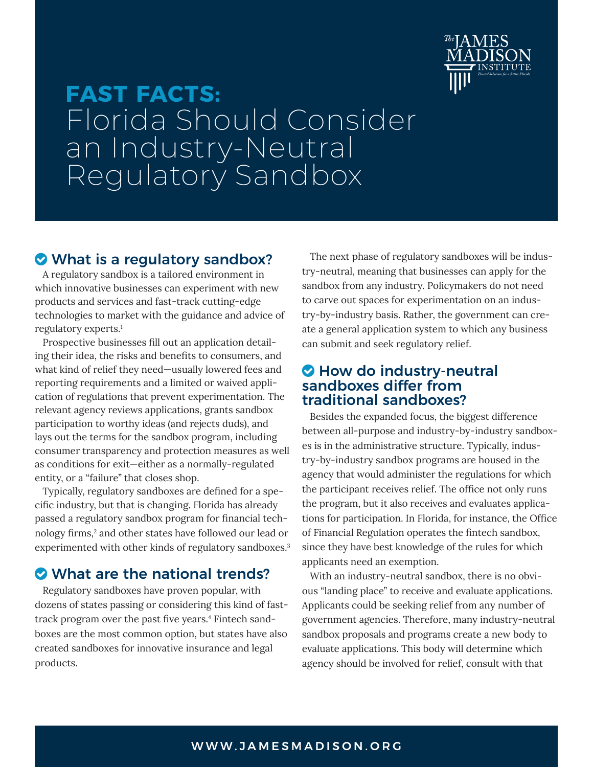# FAST FACTS: Florida Should Consider an Industry-Neutral Regulatory Sandbox

## What is a regulatory sandbox?

A regulatory sandbox is a tailored environment in which innovative businesses can experiment with new products and services and fast-track cutting-edge technologies to market with the guidance and advice of regulatory experts.[1]

Prospective businesses fill out an application detailing their idea, the risks and benefits to consumers, and what kind of relief they need—usually lowered fees and reporting requirements and a limited or waived application of regulations that prevent experimentation. The relevant agency reviews applications, grants sandbox participation to worthy ideas (and rejects duds), and lays out the terms for the sandbox program, including consumer transparency and protection measures as well as conditions for exit—either as a normally-regulated entity, or a "failure" that closes shop.

Typically, regulatory sandboxes are defined for a specific industry, but that is changing. Florida has already passed a regulatory sandbox program for financial technology firms,[2] and other states have followed our lead or experimented with other kinds of regulatory sandboxes.[3]

## What are the national trends?

Regulatory sandboxes have proven popular, with dozens of states passing or considering this kind of fast-track program over the past five years.[4] Fintech sandboxes are the most common option, but states have also created sandboxes for innovative insurance and legal products.

The next phase of regulatory sandboxes will be industry-neutral, meaning that businesses can apply for the sandbox from any industry. Policymakers do not need to carve out spaces for experimentation on an industry-by-industry basis. Rather, the government can create a general application system to which any business can submit and seek regulatory relief.

## How do industry-neutral sandboxes differ from traditional sandboxes?

Besides the expanded focus, the biggest difference between all-purpose and industry-by-industry sandboxes is in the administrative structure. Typically, industry-by-industry sandbox programs are housed in the agency that would administer the regulations for which the participant receives relief. The office not only runs the program, but it also receives and evaluates applications for participation. In Florida, for instance, the Office of Financial Regulation operates the fintech sandbox, since they have best knowledge of the rules for which applicants need an exemption.

With an industry-neutral sandbox, there is no obvious "landing place" to receive and evaluate applications. Applicants could be seeking relief from any number of government agencies. Therefore, many industry-neutral sandbox proposals and programs create a new body to evaluate applications. This body will determine which agency should be involved for relief, consult with that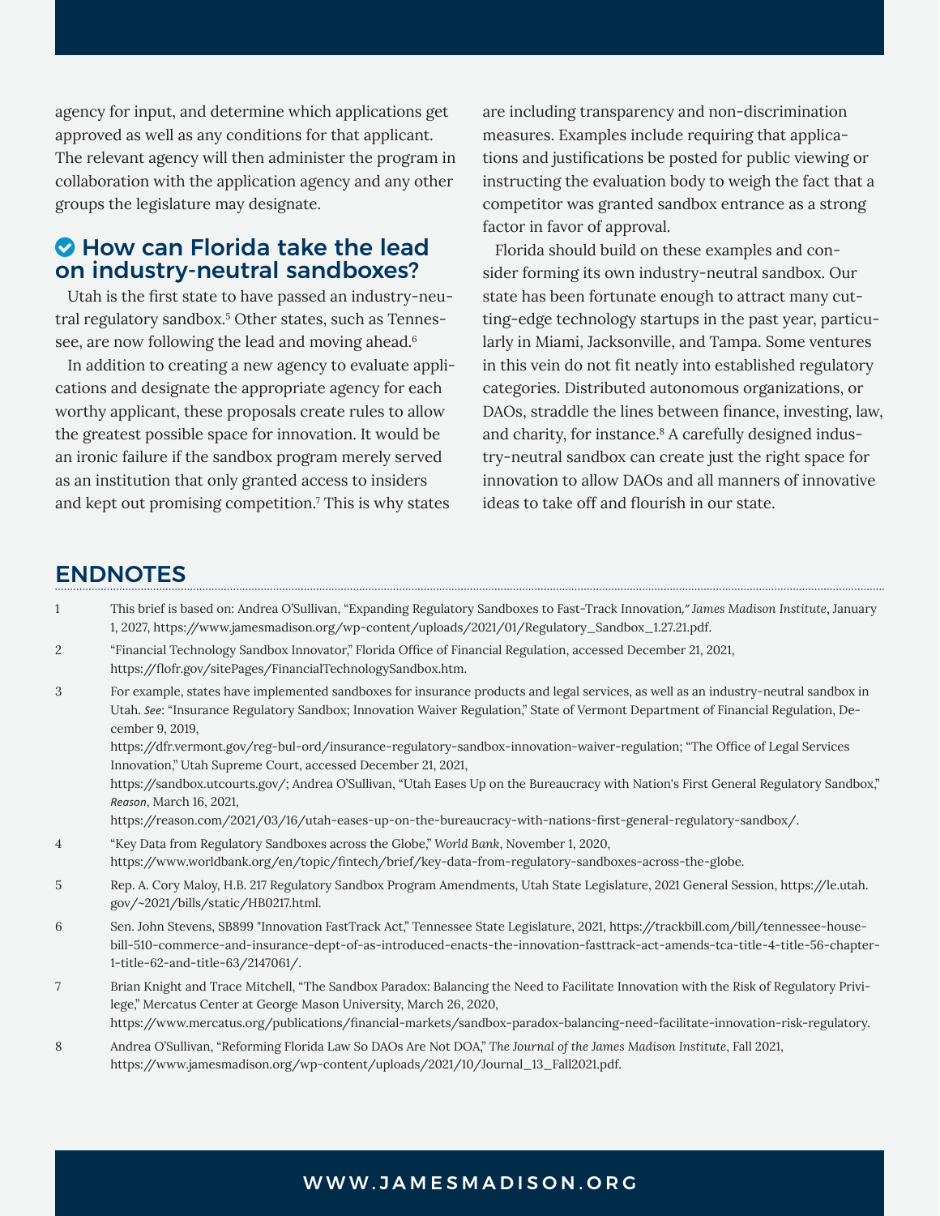agency for input, and determine which applications get approved as well as any conditions for that applicant. The relevant agency will then administer the program in collaboration with the application agency and any other groups the legislature may designate.

## How can Florida take the lead on industry-neutral sandboxes?

Utah is the first state to have passed an industry-neutral regulatory sandbox.[5] Other states, such as Tennessee, are now following the lead and moving ahead.[6]

In addition to creating a new agency to evaluate applications and designate the appropriate agency for each worthy applicant, these proposals create rules to allow the greatest possible space for innovation. It would be an ironic failure if the sandbox program merely served as an institution that only granted access to insiders and kept out promising competition.[7] This is why states are including transparency and non-discrimination measures. Examples include requiring that applications and justifications be posted for public viewing or instructing the evaluation body to weigh the fact that a competitor was granted sandbox entrance as a strong factor in favor of approval.

Florida should build on these examples and consider forming its own industry-neutral sandbox. Our state has been fortunate enough to attract many cutting-edge technology startups in the past year, particularly in Miami, Jacksonville, and Tampa. Some ventures in this vein do not fit neatly into established regulatory categories. Distributed autonomous organizations, or DAOs, straddle the lines between finance, investing, law, and charity, for instance.[8] A carefully designed industry-neutral sandbox can create just the right space for innovation to allow DAOs and all manners of innovative ideas to take off and flourish in our state.

## ENDNOTES

1. This brief is based on: Andrea O'Sullivan, "Expanding Regulatory Sandboxes to Fast-Track Innovation," *James Madison Institute*, January 1, 2027, https://www.jamesmadison.org/wp-content/uploads/2021/01/Regulatory_Sandbox_1.27.21.pdf.
2. "Financial Technology Sandbox Innovator," Florida Office of Financial Regulation, accessed December 21, 2021, https://flofr.gov/sitePages/FinancialTechnologySandbox.htm.
3. For example, states have implemented sandboxes for insurance products and legal services, as well as an industry-neutral sandbox in Utah. *See*: "Insurance Regulatory Sandbox; Innovation Waiver Regulation," State of Vermont Department of Financial Regulation, December 9, 2019, https://dfr.vermont.gov/reg-bul-ord/insurance-regulatory-sandbox-innovation-waiver-regulation; "The Office of Legal Services Innovation," Utah Supreme Court, accessed December 21, 2021, https://sandbox.utcourts.gov/; Andrea O'Sullivan, "Utah Eases Up on the Bureaucracy with Nation's First General Regulatory Sandbox," *Reason*, March 16, 2021, https://reason.com/2021/03/16/utah-eases-up-on-the-bureaucracy-with-nations-first-general-regulatory-sandbox/.
4. "Key Data from Regulatory Sandboxes across the Globe," *World Bank*, November 1, 2020, https://www.worldbank.org/en/topic/fintech/brief/key-data-from-regulatory-sandboxes-across-the-globe.
5. Rep. A. Cory Maloy, H.B. 217 Regulatory Sandbox Program Amendments, Utah State Legislature, 2021 General Session, https://le.utah.gov/~2021/bills/static/HB0217.html.
6. Sen. John Stevens, SB899 "Innovation FastTrack Act," Tennessee State Legislature, 2021, https://trackbill.com/bill/tennessee-house-bill-510-commerce-and-insurance-dept-of-as-introduced-enacts-the-innovation-fasttrack-act-amends-tca-title-4-title-56-chapter-1-title-62-and-title-63/2147061/.
7. Brian Knight and Trace Mitchell, "The Sandbox Paradox: Balancing the Need to Facilitate Innovation with the Risk of Regulatory Privilege," Mercatus Center at George Mason University, March 26, 2020, https://www.mercatus.org/publications/financial-markets/sandbox-paradox-balancing-need-facilitate-innovation-risk-regulatory.
8. Andrea O'Sullivan, "Reforming Florida Law So DAOs Are Not DOA," *The Journal of the James Madison Institute*, Fall 2021, https://www.jamesmadison.org/wp-content/uploads/2021/10/Journal_13_Fall2021.pdf.